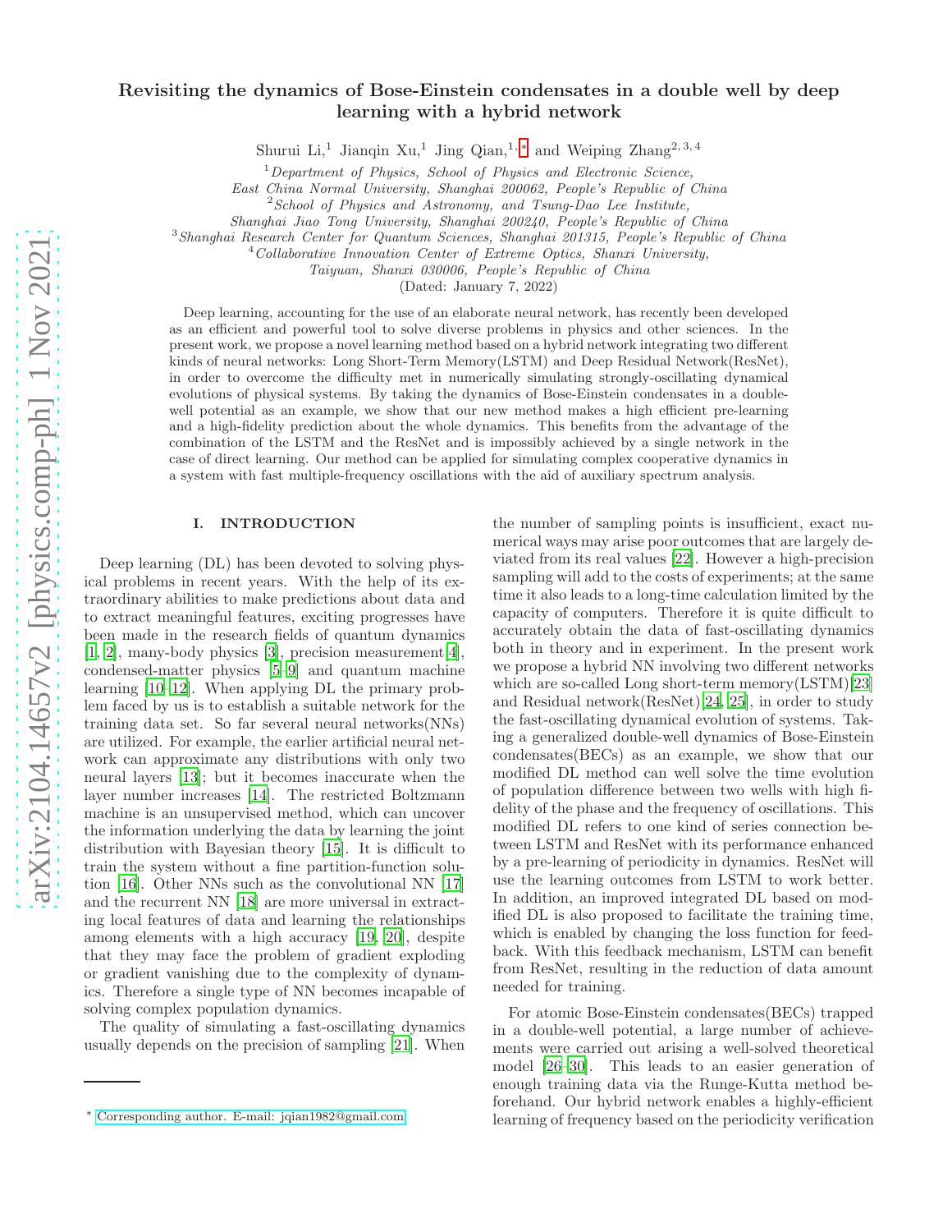# Revisiting the dynamics of Bose-Einstein condensates in a double well by deep learning with a hybrid network

Shurui Li,[1] Jianqin Xu,[1] Jing Qian,[1,*] and Weiping Zhang[2,3,4]

[1] *Department of Physics, School of Physics and Electronic Science, East China Normal University, Shanghai 200062, People's Republic of China*

[2] *School of Physics and Astronomy, and Tsung-Dao Lee Institute, Shanghai Jiao Tong University, Shanghai 200240, People's Republic of China*

[3] *Shanghai Research Center for Quantum Sciences, Shanghai 201315, People's Republic of China*

[4] *Collaborative Innovation Center of Extreme Optics, Shanxi University, Taiyuan, Shanxi 030006, People's Republic of China*

(Dated: January 7, 2022)

Deep learning, accounting for the use of an elaborate neural network, has recently been developed as an efficient and powerful tool to solve diverse problems in physics and other sciences. In the present work, we propose a novel learning method based on a hybrid network integrating two different kinds of neural networks: Long Short-Term Memory(LSTM) and Deep Residual Network(ResNet), in order to overcome the difficulty met in numerically simulating strongly-oscillating dynamical evolutions of physical systems. By taking the dynamics of Bose-Einstein condensates in a double-well potential as an example, we show that our new method makes a high efficient pre-learning and a high-fidelity prediction about the whole dynamics. This benefits from the advantage of the combination of the LSTM and the ResNet and is impossibly achieved by a single network in the case of direct learning. Our method can be applied for simulating complex cooperative dynamics in a system with fast multiple-frequency oscillations with the aid of auxiliary spectrum analysis.

## I. INTRODUCTION

Deep learning (DL) has been devoted to solving physical problems in recent years. With the help of its extraordinary abilities to make predictions about data and to extract meaningful features, exciting progresses have been made in the research fields of quantum dynamics [1, 2], many-body physics [3], precision measurement[4], condensed-matter physics [5–9] and quantum machine learning [10–12]. When applying DL the primary problem faced by us is to establish a suitable network for the training data set. So far several neural networks(NNs) are utilized. For example, the earlier artificial neural network can approximate any distributions with only two neural layers [13]; but it becomes inaccurate when the layer number increases [14]. The restricted Boltzmann machine is an unsupervised method, which can uncover the information underlying the data by learning the joint distribution with Bayesian theory [15]. It is difficult to train the system without a fine partition-function solution [16]. Other NNs such as the convolutional NN [17] and the recurrent NN [18] are more universal in extracting local features of data and learning the relationships among elements with a high accuracy [19, 20], despite that they may face the problem of gradient exploding or gradient vanishing due to the complexity of dynamics. Therefore a single type of NN becomes incapable of solving complex population dynamics.

The quality of simulating a fast-oscillating dynamics usually depends on the precision of sampling [21]. When the number of sampling points is insufficient, exact numerical ways may arise poor outcomes that are largely deviated from its real values [22]. However a high-precision sampling will add to the costs of experiments; at the same time it also leads to a long-time calculation limited by the capacity of computers. Therefore it is quite difficult to accurately obtain the data of fast-oscillating dynamics both in theory and in experiment. In the present work we propose a hybrid NN involving two different networks which are so-called Long short-term memory(LSTM)[23] and Residual network(ResNet)[24, 25], in order to study the fast-oscillating dynamical evolution of systems. Taking a generalized double-well dynamics of Bose-Einstein condensates(BECs) as an example, we show that our modified DL method can well solve the time evolution of population difference between two wells with high fidelity of the phase and the frequency of oscillations. This modified DL refers to one kind of series connection between LSTM and ResNet with its performance enhanced by a pre-learning of periodicity in dynamics. ResNet will use the learning outcomes from LSTM to work better. In addition, an improved integrated DL based on modified DL is also proposed to facilitate the training time, which is enabled by changing the loss function for feedback. With this feedback mechanism, LSTM can benefit from ResNet, resulting in the reduction of data amount needed for training.

For atomic Bose-Einstein condensates(BECs) trapped in a double-well potential, a large number of achievements were carried out arising a well-solved theoretical model [26–30]. This leads to an easier generation of enough training data via the Runge-Kutta method beforehand. Our hybrid network enables a highly-efficient learning of frequency based on the periodicity verification

* Corresponding author. E-mail: jqian1982@gmail.com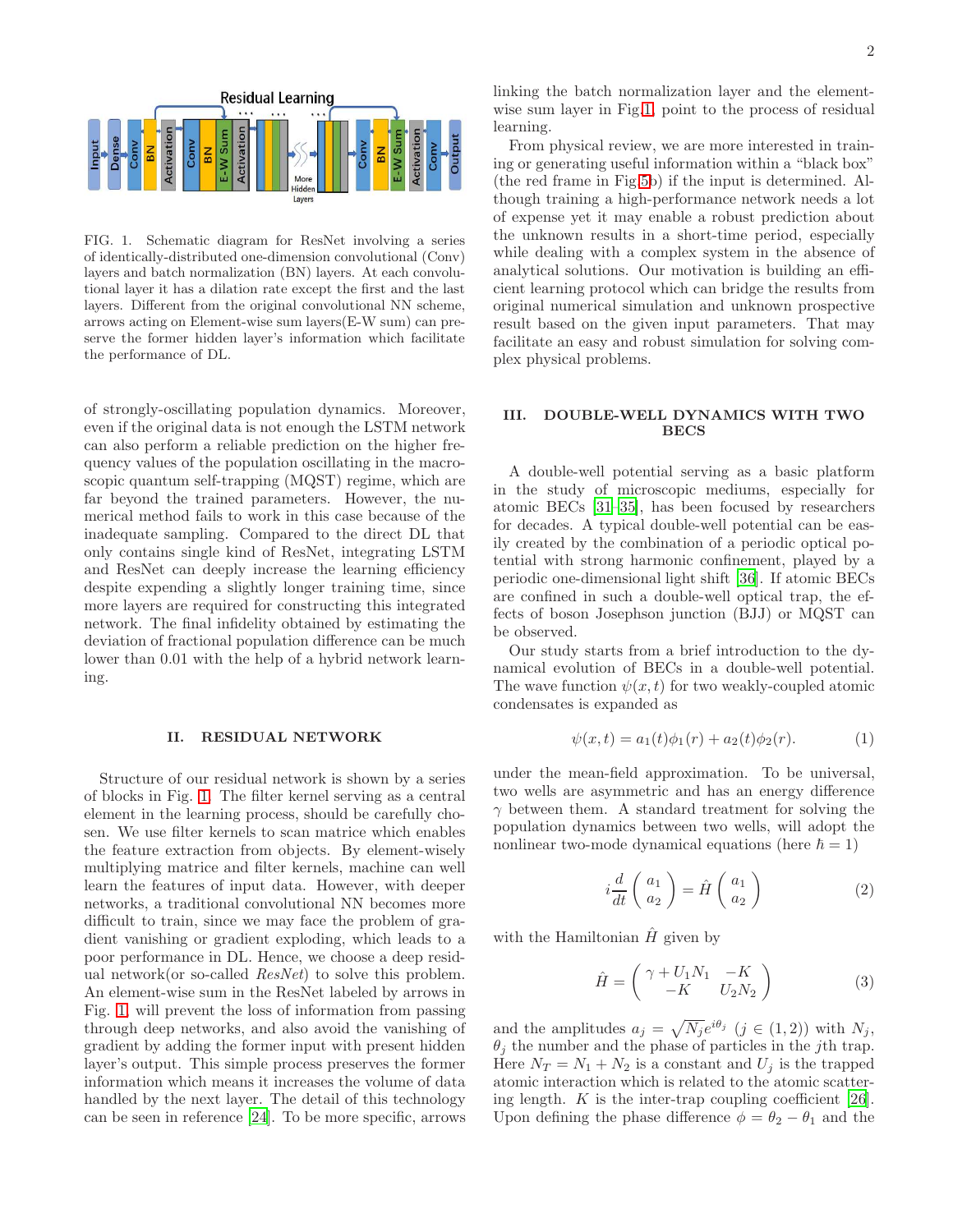FIG. 1. Schematic diagram for ResNet involving a series of identically-distributed one-dimension convolutional (Conv) layers and batch normalization (BN) layers. At each convolutional layer it has a dilation rate except the first and the last layers. Different from the original convolutional NN scheme, arrows acting on Element-wise sum layers(E-W sum) can preserve the former hidden layer's information which facilitate the performance of DL.

of strongly-oscillating population dynamics. Moreover, even if the original data is not enough the LSTM network can also perform a reliable prediction on the higher frequency values of the population oscillating in the macroscopic quantum self-trapping (MQST) regime, which are far beyond the trained parameters. However, the numerical method fails to work in this case because of the inadequate sampling. Compared to the direct DL that only contains single kind of ResNet, integrating LSTM and ResNet can deeply increase the learning efficiency despite expending a slightly longer training time, since more layers are required for constructing this integrated network. The final infidelity obtained by estimating the deviation of fractional population difference can be much lower than 0.01 with the help of a hybrid network learning.

## II. RESIDUAL NETWORK

Structure of our residual network is shown by a series of blocks in Fig. 1. The filter kernel serving as a central element in the learning process, should be carefully chosen. We use filter kernels to scan matrice which enables the feature extraction from objects. By element-wisely multiplying matrice and filter kernels, machine can well learn the features of input data. However, with deeper networks, a traditional convolutional NN becomes more difficult to train, since we may face the problem of gradient vanishing or gradient exploding, which leads to a poor performance in DL. Hence, we choose a deep residual network(or so-called *ResNet*) to solve this problem. An element-wise sum in the ResNet labeled by arrows in Fig. 1 will prevent the loss of information from passing through deep networks, and also avoid the vanishing of gradient by adding the former input with present hidden layer's output. This simple process preserves the former information which means it increases the volume of data handled by the next layer. The detail of this technology can be seen in reference [24]. To be more specific, arrows linking the batch normalization layer and the element-wise sum layer in Fig.1, point to the process of residual learning.

From physical review, we are more interested in training or generating useful information within a "black box" (the red frame in Fig.5b) if the input is determined. Although training a high-performance network needs a lot of expense yet it may enable a robust prediction about the unknown results in a short-time period, especially while dealing with a complex system in the absence of analytical solutions. Our motivation is building an efficient learning protocol which can bridge the results from original numerical simulation and unknown prospective result based on the given input parameters. That may facilitate an easy and robust simulation for solving complex physical problems.

## III. DOUBLE-WELL DYNAMICS WITH TWO BECS

A double-well potential serving as a basic platform in the study of microscopic mediums, especially for atomic BECs [31–35], has been focused by researchers for decades. A typical double-well potential can be easily created by the combination of a periodic optical potential with strong harmonic confinement, played by a periodic one-dimensional light shift [36]. If atomic BECs are confined in such a double-well optical trap, the effects of boson Josephson junction (BJJ) or MQST can be observed.

Our study starts from a brief introduction to the dynamical evolution of BECs in a double-well potential. The wave function $\psi(x,t)$ for two weakly-coupled atomic condensates is expanded as

$$\psi(x,t) = a_1(t)\phi_1(r) + a_2(t)\phi_2(r). \tag{1}$$

under the mean-field approximation. To be universal, two wells are asymmetric and has an energy difference $\gamma$ between them. A standard treatment for solving the population dynamics between two wells, will adopt the nonlinear two-mode dynamical equations (here $\hbar = 1$)

$$i\frac{d}{dt}\begin{pmatrix} a_1 \\ a_2 \end{pmatrix} = \hat{H}\begin{pmatrix} a_1 \\ a_2 \end{pmatrix} \tag{2}$$

with the Hamiltonian $\hat{H}$ given by

$$\hat{H} = \begin{pmatrix} \gamma + U_1 N_1 & -K \\ -K & U_2 N_2 \end{pmatrix} \tag{3}$$

and the amplitudes $a_j = \sqrt{N_j}e^{i\theta_j}$ $(j \in (1,2))$ with $N_j$, $\theta_j$ the number and the phase of particles in the $j$th trap. Here $N_T = N_1 + N_2$ is a constant and $U_j$ is the trapped atomic interaction which is related to the atomic scattering length. $K$ is the inter-trap coupling coefficient [26]. Upon defining the phase difference $\phi = \theta_2 - \theta_1$ and the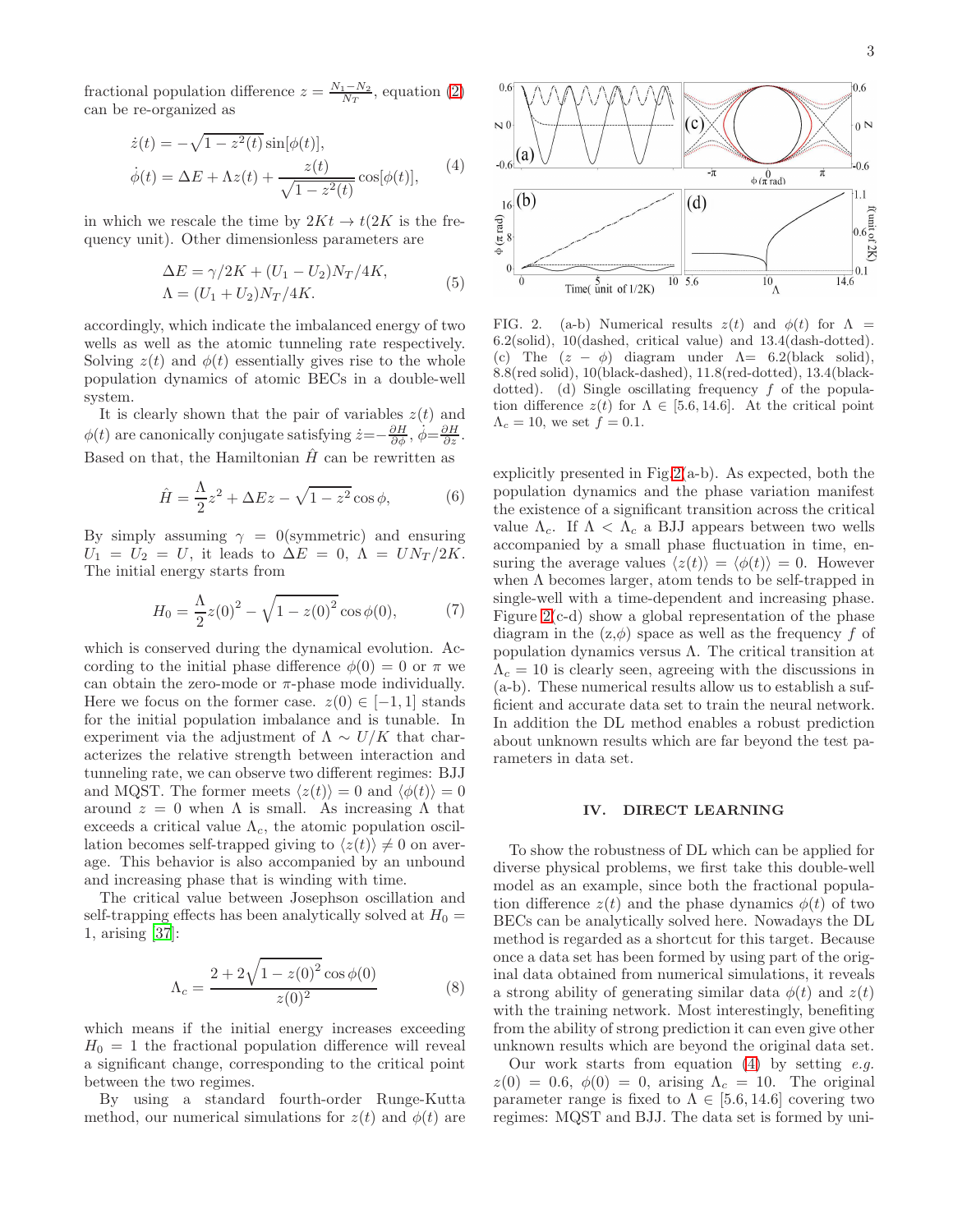fractional population difference $z = \frac{N_1 - N_2}{N_T}$, equation (2) can be re-organized as

$$
\begin{aligned}
\dot{z}(t) &= -\sqrt{1-z^2(t)}\sin[\phi(t)], \\
\dot{\phi}(t) &= \Delta E + \Lambda z(t) + \frac{z(t)}{\sqrt{1-z^2(t)}}\cos[\phi(t)],
\end{aligned}
\tag{4}
$$

in which we rescale the time by $2Kt \to t$($2K$ is the frequency unit). Other dimensionless parameters are

$$
\begin{aligned}
\Delta E &= \gamma/2K + (U_1 - U_2)N_T/4K, \\
\Lambda &= (U_1 + U_2)N_T/4K.
\end{aligned}
\tag{5}
$$

accordingly, which indicate the imbalanced energy of two wells as well as the atomic tunneling rate respectively. Solving $z(t)$ and $\phi(t)$ essentially gives rise to the whole population dynamics of atomic BECs in a double-well system.

It is clearly shown that the pair of variables $z(t)$ and $\phi(t)$ are canonically conjugate satisfying $\dot{z} = -\frac{\partial H}{\partial \phi}$, $\dot{\phi} = \frac{\partial H}{\partial z}$. Based on that, the Hamiltonian $\hat{H}$ can be rewritten as

$$
\hat{H} = \frac{\Lambda}{2}z^2 + \Delta E z - \sqrt{1-z^2}\cos\phi,
\tag{6}
$$

By simply assuming $\gamma = 0$(symmetric) and ensuring $U_1 = U_2 = U$, it leads to $\Delta E = 0$, $\Lambda = UN_T/2K$. The initial energy starts from

$$
H_0 = \frac{\Lambda}{2}z(0)^2 - \sqrt{1-z(0)^2}\cos\phi(0),
\tag{7}
$$

which is conserved during the dynamical evolution. According to the initial phase difference $\phi(0) = 0$ or $\pi$ we can obtain the zero-mode or $\pi$-phase mode individually. Here we focus on the former case. $z(0) \in [-1, 1]$ stands for the initial population imbalance and is tunable. In experiment via the adjustment of $\Lambda \sim U/K$ that characterizes the relative strength between interaction and tunneling rate, we can observe two different regimes: BJJ and MQST. The former meets $\langle z(t)\rangle = 0$ and $\langle\phi(t)\rangle = 0$ around $z = 0$ when $\Lambda$ is small. As increasing $\Lambda$ that exceeds a critical value $\Lambda_c$, the atomic population oscillation becomes self-trapped giving to $\langle z(t)\rangle \neq 0$ on average. This behavior is also accompanied by an unbound and increasing phase that is winding with time.

The critical value between Josephson oscillation and self-trapping effects has been analytically solved at $H_0 = 1$, arising [37]:

$$
\Lambda_c = \frac{2 + 2\sqrt{1-z(0)^2}\cos\phi(0)}{z(0)^2}
\tag{8}
$$

which means if the initial energy increases exceeding $H_0 = 1$ the fractional population difference will reveal a significant change, corresponding to the critical point between the two regimes.

By using a standard fourth-order Runge-Kutta method, our numerical simulations for $z(t)$ and $\phi(t)$ are explicitly presented in Fig.2(a-b). As expected, both the population dynamics and the phase variation manifest the existence of a significant transition across the critical value $\Lambda_c$. If $\Lambda < \Lambda_c$ a BJJ appears between two wells accompanied by a small phase fluctuation in time, ensuring the average values $\langle z(t)\rangle = \langle\phi(t)\rangle = 0$. However when $\Lambda$ becomes larger, atom tends to be self-trapped in single-well with a time-dependent and increasing phase. Figure 2(c-d) show a global representation of the phase diagram in the (z,$\phi$) space as well as the frequency $f$ of population dynamics versus $\Lambda$. The critical transition at $\Lambda_c = 10$ is clearly seen, agreeing with the discussions in (a-b). These numerical results allow us to establish a sufficient and accurate data set to train the neural network. In addition the DL method enables a robust prediction about unknown results which are far beyond the test parameters in data set.

FIG. 2. (a-b) Numerical results $z(t)$ and $\phi(t)$ for $\Lambda$ = 6.2(solid), 10(dashed, critical value) and 13.4(dash-dotted). (c) The ($z - \phi$) diagram under $\Lambda$= 6.2(black solid), 8.8(red solid), 10(black-dashed), 11.8(red-dotted), 13.4(black-dotted). (d) Single oscillating frequency $f$ of the population difference $z(t)$ for $\Lambda \in [5.6, 14.6]$. At the critical point $\Lambda_c = 10$, we set $f = 0.1$.

## IV. DIRECT LEARNING

To show the robustness of DL which can be applied for diverse physical problems, we first take this double-well model as an example, since both the fractional population difference $z(t)$ and the phase dynamics $\phi(t)$ of two BECs can be analytically solved here. Nowadays the DL method is regarded as a shortcut for this target. Because once a data set has been formed by using part of the original data obtained from numerical simulations, it reveals a strong ability of generating similar data $\phi(t)$ and $z(t)$ with the training network. Most interestingly, benefiting from the ability of strong prediction it can even give other unknown results which are beyond the original data set.

Our work starts from equation (4) by setting *e.g.* $z(0) = 0.6$, $\phi(0) = 0$, arising $\Lambda_c = 10$. The original parameter range is fixed to $\Lambda \in [5.6, 14.6]$ covering two regimes: MQST and BJJ. The data set is formed by uni-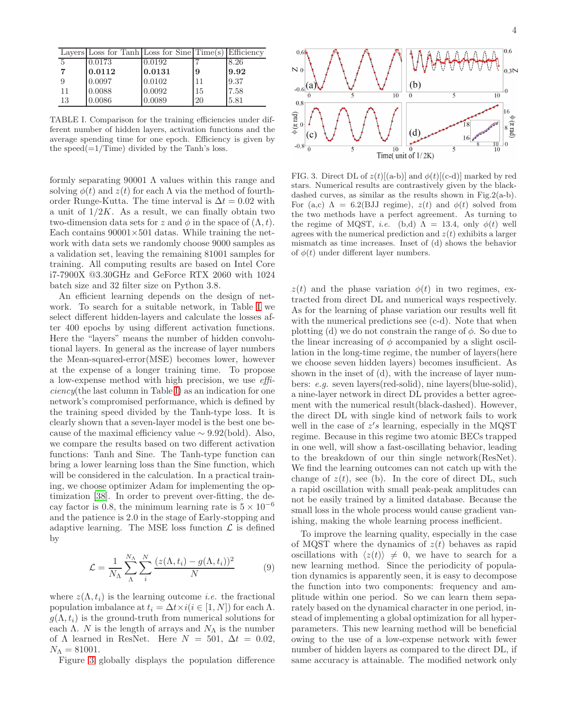| Layers | Loss for Tanh | Loss for Sine | Time(s) | Efficiency |
|---|---|---|---|---|
| 5 | 0.0173 | 0.0192 | 7 | 8.26 |
| **7** | **0.0112** | **0.0131** | **9** | **9.92** |
| 9 | 0.0097 | 0.0102 | 11 | 9.37 |
| 11 | 0.0088 | 0.0092 | 15 | 7.58 |
| 13 | 0.0086 | 0.0089 | 20 | 5.81 |

TABLE I. Comparison for the training efficiencies under different number of hidden layers, activation functions and the average spending time for one epoch. Efficiency is given by the speed(=1/Time) divided by the Tanh's loss.

formly separating 90001 $\Lambda$ values within this range and solving $\phi(t)$ and $z(t)$ for each $\Lambda$ via the method of fourth-order Runge-Kutta. The time interval is $\Delta t = 0.02$ with a unit of $1/2K$. As a result, we can finally obtain two two-dimension data sets for $z$ and $\phi$ in the space of $(\Lambda, t)$. Each contains $90001\times501$ datas. While training the network with data sets we randomly choose 9000 samples as a validation set, leaving the remaining 81001 samples for training. All computing results are based on Intel Core i7-7900X @3.30GHz and GeForce RTX 2060 with 1024 batch size and 32 filter size on Python 3.8.

An efficient learning depends on the design of network. To search for a suitable network, in Table I we select different hidden-layers and calculate the losses after 400 epochs by using different activation functions. Here the "layers" means the number of hidden convolutional layers. In general as the increase of layer numbers the Mean-squared-error(MSE) becomes lower, however at the expense of a longer training time. To propose a low-expense method with high precision, we use *efficiency*(the last column in Table I) as an indication for one network's compromised performance, which is defined by the training speed divided by the Tanh-type loss. It is clearly shown that a seven-layer model is the best one because of the maximal efficiency value $\sim 9.92$(bold). Also, we compare the results based on two different activation functions: Tanh and Sine. The Tanh-type function can bring a lower learning loss than the Sine function, which will be considered in the calculation. In a practical training, we choose optimizer Adam for implementing the optimization [38]. In order to prevent over-fitting, the decay factor is 0.8, the minimum learning rate is $5\times10^{-6}$ and the patience is 2.0 in the stage of Early-stopping and adaptive learning. The MSE loss function $\mathcal{L}$ is defined by

$$\mathcal{L} = \frac{1}{N_\Lambda}\sum_{\Lambda}^{N_\Lambda}\sum_{i}^{N}\frac{(z(\Lambda,t_i)-g(\Lambda,t_i))^2}{N} \tag{9}$$

where $z(\Lambda, t_i)$ is the learning outcome *i.e.* the fractional population imbalance at $t_i = \Delta t\times i (i\in[1,N])$ for each $\Lambda$. $g(\Lambda, t_i)$ is the ground-truth from numerical solutions for each $\Lambda$. $N$ is the length of arrays and $N_\Lambda$ is the number of $\Lambda$ learned in ResNet. Here $N = 501$, $\Delta t = 0.02$, $N_\Lambda = 81001$.

Figure 3 globally displays the population difference $z(t)$ and the phase variation $\phi(t)$ in two regimes, extracted from direct DL and numerical ways respectively. As for the learning of phase variation our results well fit with the numerical predictions see (c-d). Note that when plotting (d) we do not constrain the range of $\phi$. So due to the linear increasing of $\phi$ accompanied by a slight oscillation in the long-time regime, the number of layers(here we choose seven hidden layers) becomes insufficient. As shown in the inset of (d), with the increase of layer numbers: *e.g.* seven layers(red-solid), nine layers(blue-solid), a nine-layer network in direct DL provides a better agreement with the numerical result(black-dashed). However, the direct DL with single kind of network fails to work well in the case of $z's$ learning, especially in the MQST regime. Because in this regime two atomic BECs trapped in one well, will show a fast-oscillating behavior, leading to the breakdown of our thin single network(ResNet). We find the learning outcomes can not catch up with the change of $z(t)$, see (b). In the core of direct DL, such a rapid oscillation with small peak-peak amplitudes can not be easily trained by a limited database. Because the small loss in the whole process would cause gradient vanishing, making the whole learning process inefficient.

FIG. 3. Direct DL of $z(t)$[(a-b)] and $\phi(t)$[(c-d)] marked by red stars. Numerical results are contrastively given by the black-dashed curves, as similar as the results shown in Fig.2(a-b). For (a,c) $\Lambda = 6.2$(BJJ regime), $z(t)$ and $\phi(t)$ solved from the two methods have a perfect agreement. As turning to the regime of MQST, *i.e.* (b,d) $\Lambda = 13.4$, only $\phi(t)$ well agrees with the numerical prediction and $z(t)$ exhibits a larger mismatch as time increases. Inset of (d) shows the behavior of $\phi(t)$ under different layer numbers.

To improve the learning quality, especially in the case of MQST where the dynamics of $z(t)$ behaves as rapid oscillations with $\langle z(t)\rangle \neq 0$, we have to search for a new learning method. Since the periodicity of population dynamics is apparently seen, it is easy to decompose the function into two components: frequency and amplitude within one period. So we can learn them separately based on the dynamical character in one period, instead of implementing a global optimization for all hyperparameters. This new learning method will be beneficial owing to the use of a low-expense network with fewer number of hidden layers as compared to the direct DL, if same accuracy is attainable. The modified network only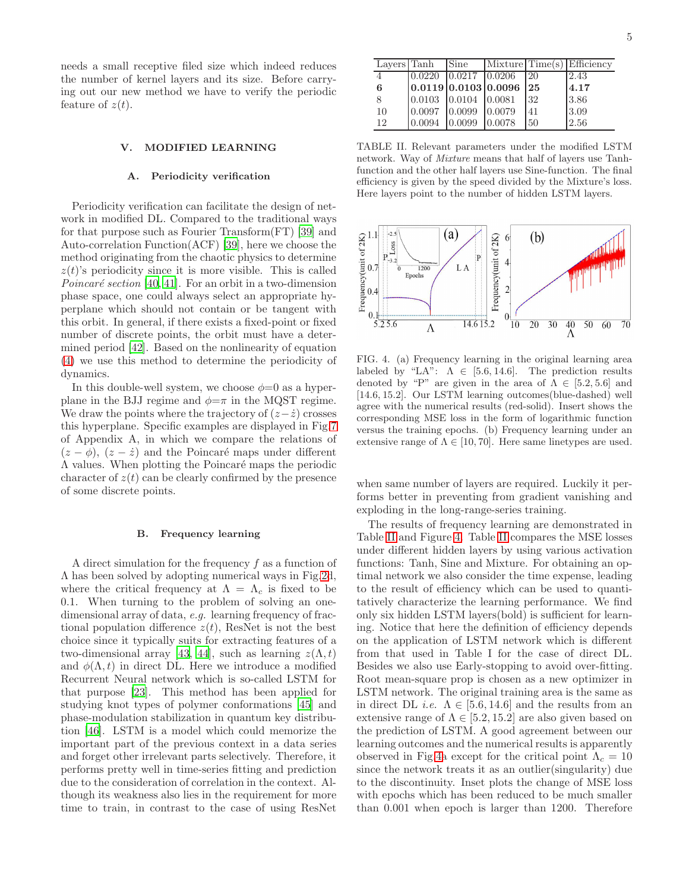needs a small receptive filed size which indeed reduces the number of kernel layers and its size. Before carrying out our new method we have to verify the periodic feature of $z(t)$.

## V. MODIFIED LEARNING

### A. Periodicity verification

Periodicity verification can facilitate the design of network in modified DL. Compared to the traditional ways for that purpose such as Fourier Transform(FT) [39] and Auto-correlation Function(ACF) [39], here we choose the method originating from the chaotic physics to determine $z(t)$'s periodicity since it is more visible. This is called *Poincaré section* [40, 41]. For an orbit in a two-dimension phase space, one could always select an appropriate hyperplane which should not contain or be tangent with this orbit. In general, if there exists a fixed-point or fixed number of discrete points, the orbit must have a determined period [42]. Based on the nonlinearity of equation (4) we use this method to determine the periodicity of dynamics.

In this double-well system, we choose $\phi$=0 as a hyperplane in the BJJ regime and $\phi=\pi$ in the MQST regime. We draw the points where the trajectory of $(z-\dot{z})$ crosses this hyperplane. Specific examples are displayed in Fig.7 of Appendix A, in which we compare the relations of $(z-\phi)$, $(z-\dot{z})$ and the Poincaré maps under different $\Lambda$ values. When plotting the Poincaré maps the periodic character of $z(t)$ can be clearly confirmed by the presence of some discrete points.

### B. Frequency learning

A direct simulation for the frequency $f$ as a function of $\Lambda$ has been solved by adopting numerical ways in Fig.2d, where the critical frequency at $\Lambda = \Lambda_c$ is fixed to be 0.1. When turning to the problem of solving an one-dimensional array of data, *e.g.* learning frequency of fractional population difference $z(t)$, ResNet is not the best choice since it typically suits for extracting features of a two-dimensional array [43, 44], such as learning $z(\Lambda, t)$ and $\phi(\Lambda, t)$ in direct DL. Here we introduce a modified Recurrent Neural network which is so-called LSTM for that purpose [23]. This method has been applied for studying knot types of polymer conformations [45] and phase-modulation stabilization in quantum key distribution [46]. LSTM is a model which could memorize the important part of the previous context in a data series and forget other irrelevant parts selectively. Therefore, it performs pretty well in time-series fitting and prediction due to the consideration of correlation in the context. Although its weakness also lies in the requirement for more time to train, in contrast to the case of using ResNet when same number of layers are required. Luckily it performs better in preventing from gradient vanishing and exploding in the long-range-series training.

| Layers | Tanh | Sine | Mixture | Time(s) | Efficiency |
|---|---|---|---|---|---|
| 4 | 0.0220 | 0.0217 | 0.0206 | 20 | 2.43 |
| **6** | **0.0119** | **0.0103** | **0.0096** | **25** | **4.17** |
| 8 | 0.0103 | 0.0104 | 0.0081 | 32 | 3.86 |
| 10 | 0.0097 | 0.0099 | 0.0079 | 41 | 3.09 |
| 12 | 0.0094 | 0.0099 | 0.0078 | 50 | 2.56 |

TABLE II. Relevant parameters under the modified LSTM network. Way of *Mixture* means that half of layers use Tanh-function and the other half layers use Sine-function. The final efficiency is given by the speed divided by the Mixture's loss. Here layers point to the number of hidden LSTM layers.

FIG. 4. (a) Frequency learning in the original learning area labeled by "LA": $\Lambda \in [5.6, 14.6]$. The prediction results denoted by "P" are given in the area of $\Lambda \in [5.2, 5.6]$ and $[14.6, 15.2]$. Our LSTM learning outcomes(blue-dashed) well agree with the numerical results (red-solid). Insert shows the corresponding MSE loss in the form of logarithmic function versus the training epochs. (b) Frequency learning under an extensive range of $\Lambda \in [10, 70]$. Here same linetypes are used.

The results of frequency learning are demonstrated in Table II and Figure 4. Table II compares the MSE losses under different hidden layers by using various activation functions: Tanh, Sine and Mixture. For obtaining an optimal network we also consider the time expense, leading to the result of efficiency which can be used to quantitatively characterize the learning performance. We find only six hidden LSTM layers(bold) is sufficient for learning. Notice that here the definition of efficiency depends on the application of LSTM network which is different from that used in Table I for the case of direct DL. Besides we also use Early-stopping to avoid over-fitting. Root mean-square prop is chosen as a new optimizer in LSTM network. The original training area is the same as in direct DL *i.e.* $\Lambda \in [5.6, 14.6]$ and the results from an extensive range of $\Lambda \in [5.2, 15.2]$ are also given based on the prediction of LSTM. A good agreement between our learning outcomes and the numerical results is apparently observed in Fig.4a except for the critical point $\Lambda_c = 10$ since the network treats it as an outlier(singularity) due to the discontinuity. Inset plots the change of MSE loss with epochs which has been reduced to be much smaller than 0.001 when epoch is larger than 1200. Therefore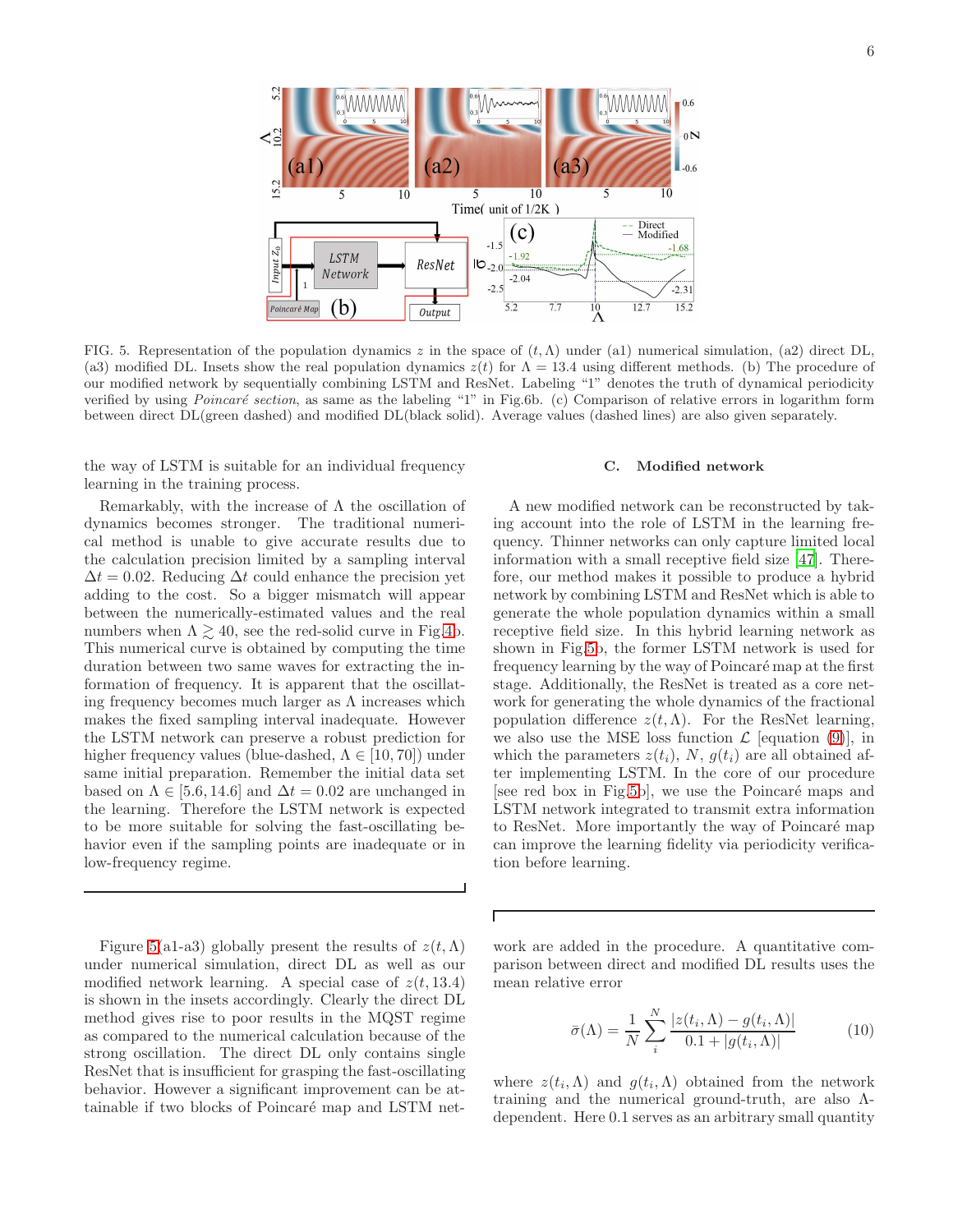FIG. 5. Representation of the population dynamics $z$ in the space of $(t, \Lambda)$ under (a1) numerical simulation, (a2) direct DL, (a3) modified DL. Insets show the real population dynamics $z(t)$ for $\Lambda = 13.4$ using different methods. (b) The procedure of our modified network by sequentially combining LSTM and ResNet. Labeling "1" denotes the truth of dynamical periodicity verified by using *Poincaré section*, as same as the labeling "1" in Fig.6b. (c) Comparison of relative errors in logarithm form between direct DL(green dashed) and modified DL(black solid). Average values (dashed lines) are also given separately.

the way of LSTM is suitable for an individual frequency learning in the training process.

Remarkably, with the increase of $\Lambda$ the oscillation of dynamics becomes stronger. The traditional numerical method is unable to give accurate results due to the calculation precision limited by a sampling interval $\Delta t = 0.02$. Reducing $\Delta t$ could enhance the precision yet adding to the cost. So a bigger mismatch will appear between the numerically-estimated values and the real numbers when $\Lambda \gtrsim 40$, see the red-solid curve in Fig.4b. This numerical curve is obtained by computing the time duration between two same waves for extracting the information of frequency. It is apparent that the oscillating frequency becomes much larger as $\Lambda$ increases which makes the fixed sampling interval inadequate. However the LSTM network can preserve a robust prediction for higher frequency values (blue-dashed, $\Lambda \in [10, 70]$) under same initial preparation. Remember the initial data set based on $\Lambda \in [5.6, 14.6]$ and $\Delta t = 0.02$ are unchanged in the learning. Therefore the LSTM network is expected to be more suitable for solving the fast-oscillating behavior even if the sampling points are inadequate or in low-frequency regime.

### C. Modified network

A new modified network can be reconstructed by taking account into the role of LSTM in the learning frequency. Thinner networks can only capture limited local information with a small receptive field size [47]. Therefore, our method makes it possible to produce a hybrid network by combining LSTM and ResNet which is able to generate the whole population dynamics within a small receptive field size. In this hybrid learning network as shown in Fig.5b, the former LSTM network is used for frequency learning by the way of Poincaré map at the first stage. Additionally, the ResNet is treated as a core network for generating the whole dynamics of the fractional population difference $z(t, \Lambda)$. For the ResNet learning, we also use the MSE loss function $\mathcal{L}$ [equation (9)], in which the parameters $z(t_i)$, $N$, $g(t_i)$ are all obtained after implementing LSTM. In the core of our procedure [see red box in Fig.5b], we use the Poincaré maps and LSTM network integrated to transmit extra information to ResNet. More importantly the way of Poincaré map can improve the learning fidelity via periodicity verification before learning.

Figure 5(a1-a3) globally present the results of $z(t, \Lambda)$ under numerical simulation, direct DL as well as our modified network learning. A special case of $z(t, 13.4)$ is shown in the insets accordingly. Clearly the direct DL method gives rise to poor results in the MQST regime as compared to the numerical calculation because of the strong oscillation. The direct DL only contains single ResNet that is insufficient for grasping the fast-oscillating behavior. However a significant improvement can be attainable if two blocks of Poincaré map and LSTM network are added in the procedure. A quantitative comparison between direct and modified DL results uses the mean relative error

$$\bar{\sigma}(\Lambda) = \frac{1}{N} \sum_{i}^{N} \frac{|z(t_i, \Lambda) - g(t_i, \Lambda)|}{0.1 + |g(t_i, \Lambda)|} \tag{10}$$

where $z(t_i, \Lambda)$ and $g(t_i, \Lambda)$ obtained from the network training and the numerical ground-truth, are also $\Lambda$-dependent. Here 0.1 serves as an arbitrary small quantity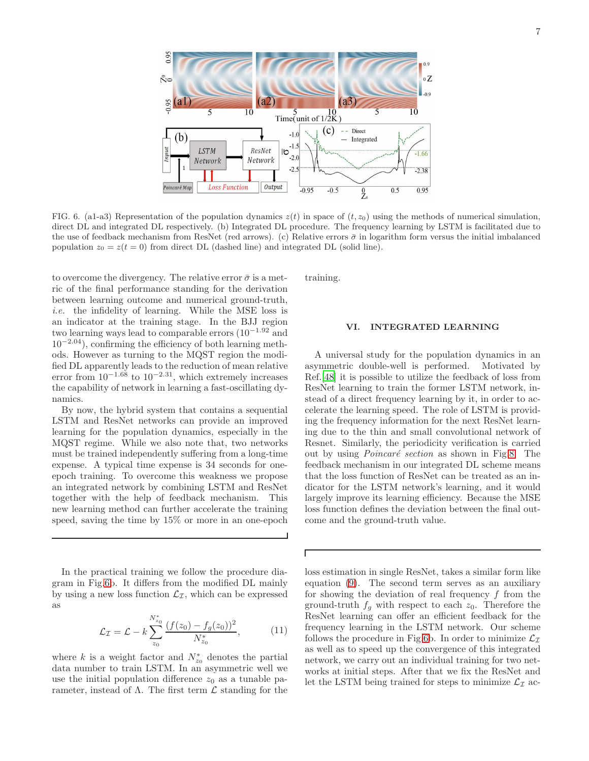FIG. 6. (a1-a3) Representation of the population dynamics $z(t)$ in space of $(t, z_0)$ using the methods of numerical simulation, direct DL and integrated DL respectively. (b) Integrated DL procedure. The frequency learning by LSTM is facilitated due to the use of feedback mechanism from ResNet (red arrows). (c) Relative errors $\bar{\sigma}$ in logarithm form versus the initial imbalanced population $z_0 = z(t = 0)$ from direct DL (dashed line) and integrated DL (solid line).

to overcome the divergency. The relative error $\bar{\sigma}$ is a metric of the final performance standing for the derivation between learning outcome and numerical ground-truth, *i.e.* the infidelity of learning. While the MSE loss is an indicator at the training stage. In the BJJ region two learning ways lead to comparable errors ($10^{-1.92}$ and $10^{-2.04}$), confirming the efficiency of both learning methods. However as turning to the MQST region the modified DL apparently leads to the reduction of mean relative error from $10^{-1.68}$ to $10^{-2.31}$, which extremely increases the capability of network in learning a fast-oscillating dynamics.

By now, the hybrid system that contains a sequential LSTM and ResNet networks can provide an improved learning for the population dynamics, especially in the MQST regime. While we also note that, two networks must be trained independently suffering from a long-time expense. A typical time expense is 34 seconds for one-epoch training. To overcome this weakness we propose an integrated network by combining LSTM and ResNet together with the help of feedback mechanism. This new learning method can further accelerate the training speed, saving the time by 15% or more in an one-epoch training.

## VI. INTEGRATED LEARNING

A universal study for the population dynamics in an asymmetric double-well is performed. Motivated by Ref.[48] it is possible to utilize the feedback of loss from ResNet learning to train the former LSTM network, instead of a direct frequency learning by it, in order to accelerate the learning speed. The role of LSTM is providing the frequency information for the next ResNet learning due to the thin and small convolutional network of Resnet. Similarly, the periodicity verification is carried out by using *Poincaré section* as shown in Fig.8. The feedback mechanism in our integrated DL scheme means that the loss function of ResNet can be treated as an indicator for the LSTM network's learning, and it would largely improve its learning efficiency. Because the MSE loss function defines the deviation between the final outcome and the ground-truth value.

In the practical training we follow the procedure diagram in Fig.6b. It differs from the modified DL mainly by using a new loss function $\mathcal{L}_{\mathcal{I}}$, which can be expressed as

$$\mathcal{L}_{\mathcal{I}} = \mathcal{L} - k \sum_{z_0}^{N^*_{z_0}} \frac{(f(z_0) - f_g(z_0))^2}{N^*_{z_0}}, \tag{11}$$

where $k$ is a weight factor and $N^*_{z_0}$ denotes the partial data number to train LSTM. In an asymmetric well we use the initial population difference $z_0$ as a tunable parameter, instead of $\Lambda$. The first term $\mathcal{L}$ standing for the loss estimation in single ResNet, takes a similar form like equation (9). The second term serves as an auxiliary for showing the deviation of real frequency $f$ from the ground-truth $f_g$ with respect to each $z_0$. Therefore the ResNet learning can offer an efficient feedback for the frequency learning in the LSTM network. Our scheme follows the procedure in Fig.6b. In order to minimize $\mathcal{L}_{\mathcal{I}}$ as well as to speed up the convergence of this integrated network, we carry out an individual training for two networks at initial steps. After that we fix the ResNet and let the LSTM being trained for steps to minimize $\mathcal{L}_{\mathcal{I}}$ ac-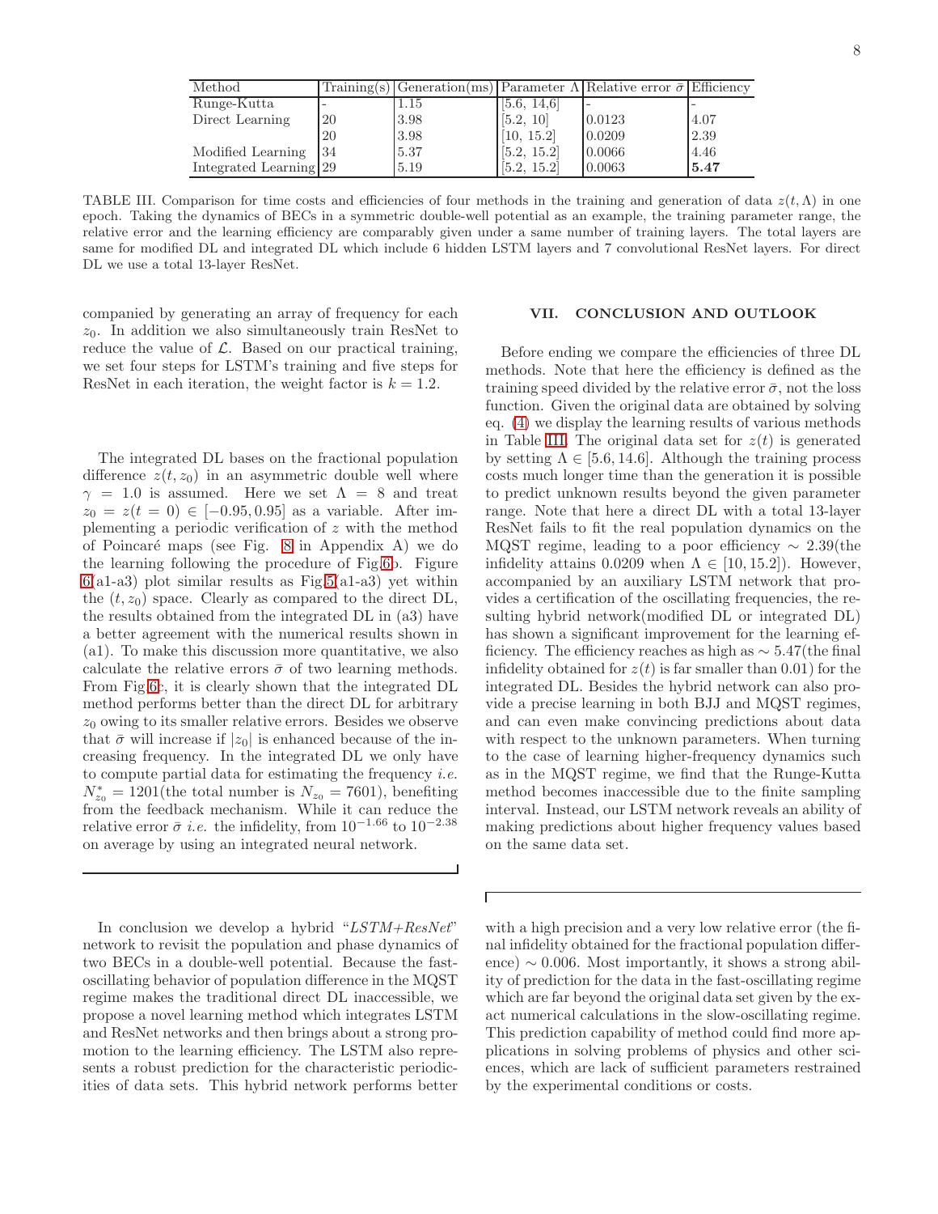| Method | Training(s) | Generation(ms) | Parameter $\Lambda$ | Relative error $\bar{\sigma}$ | Efficiency |
|---|---|---|---|---|---|
| Runge-Kutta | - | 1.15 | [5.6, 14.6] | - | - |
| Direct Learning | 20 | 3.98 | [5.2, 10] | 0.0123 | 4.07 |
| | 20 | 3.98 | [10, 15.2] | 0.0209 | 2.39 |
| Modified Learning | 34 | 5.37 | [5.2, 15.2] | 0.0066 | 4.46 |
| Integrated Learning | 29 | 5.19 | [5.2, 15.2] | 0.0063 | **5.47** |

TABLE III. Comparison for time costs and efficiencies of four methods in the training and generation of data $z(t, \Lambda)$ in one epoch. Taking the dynamics of BECs in a symmetric double-well potential as an example, the training parameter range, the relative error and the learning efficiency are comparably given under a same number of training layers. The total layers are same for modified DL and integrated DL which include 6 hidden LSTM layers and 7 convolutional ResNet layers. For direct DL we use a total 13-layer ResNet.

companied by generating an array of frequency for each $z_0$. In addition we also simultaneously train ResNet to reduce the value of $\mathcal{L}$. Based on our practical training, we set four steps for LSTM's training and five steps for ResNet in each iteration, the weight factor is $k = 1.2$.

The integrated DL bases on the fractional population difference $z(t, z_0)$ in an asymmetric double well where $\gamma = 1.0$ is assumed. Here we set $\Lambda = 8$ and treat $z_0 = z(t = 0) \in [-0.95, 0.95]$ as a variable. After implementing a periodic verification of $z$ with the method of Poincaré maps (see Fig. 8 in Appendix A) we do the learning following the procedure of Fig.6b. Figure 6(a1-a3) plot similar results as Fig.5(a1-a3) yet within the $(t, z_0)$ space. Clearly as compared to the direct DL, the results obtained from the integrated DL in (a3) have a better agreement with the numerical results shown in (a1). To make this discussion more quantitative, we also calculate the relative errors $\bar{\sigma}$ of two learning methods. From Fig.6c, it is clearly shown that the integrated DL method performs better than the direct DL for arbitrary $z_0$ owing to its smaller relative errors. Besides we observe that $\bar{\sigma}$ will increase if $|z_0|$ is enhanced because of the increasing frequency. In the integrated DL we only have to compute partial data for estimating the frequency *i.e.* $N^*_{z_0} = 1201$(the total number is $N_{z_0} = 7601$), benefiting from the feedback mechanism. While it can reduce the relative error $\bar{\sigma}$ *i.e.* the infidelity, from $10^{-1.66}$ to $10^{-2.38}$ on average by using an integrated neural network.

## VII. CONCLUSION AND OUTLOOK

Before ending we compare the efficiencies of three DL methods. Note that here the efficiency is defined as the training speed divided by the relative error $\bar{\sigma}$, not the loss function. Given the original data are obtained by solving eq. (4) we display the learning results of various methods in Table III. The original data set for $z(t)$ is generated by setting $\Lambda \in [5.6, 14.6]$. Although the training process costs much longer time than the generation it is possible to predict unknown results beyond the given parameter range. Note that here a direct DL with a total 13-layer ResNet fails to fit the real population dynamics on the MQST regime, leading to a poor efficiency $\sim 2.39$(the infidelity attains 0.0209 when $\Lambda \in [10, 15.2]$). However, accompanied by an auxiliary LSTM network that provides a certification of the oscillating frequencies, the resulting hybrid network(modified DL or integrated DL) has shown a significant improvement for the learning efficiency. The efficiency reaches as high as $\sim 5.47$(the final infidelity obtained for $z(t)$ is far smaller than 0.01) for the integrated DL. Besides the hybrid network can also provide a precise learning in both BJJ and MQST regimes, and can even make convincing predictions about data with respect to the unknown parameters. When turning to the case of learning higher-frequency dynamics such as in the MQST regime, we find that the Runge-Kutta method becomes inaccessible due to the finite sampling interval. Instead, our LSTM network reveals an ability of making predictions about higher frequency values based on the same data set.

In conclusion we develop a hybrid "*LSTM+ResNet*" network to revisit the population and phase dynamics of two BECs in a double-well potential. Because the fast-oscillating behavior of population difference in the MQST regime makes the traditional direct DL inaccessible, we propose a novel learning method which integrates LSTM and ResNet networks and then brings about a strong promotion to the learning efficiency. The LSTM also represents a robust prediction for the characteristic periodicities of data sets. This hybrid network performs better with a high precision and a very low relative error (the final infidelity obtained for the fractional population difference) $\sim 0.006$. Most importantly, it shows a strong ability of prediction for the data in the fast-oscillating regime which are far beyond the original data set given by the exact numerical calculations in the slow-oscillating regime. This prediction capability of method could find more applications in solving problems of physics and other sciences, which are lack of sufficient parameters restrained by the experimental conditions or costs.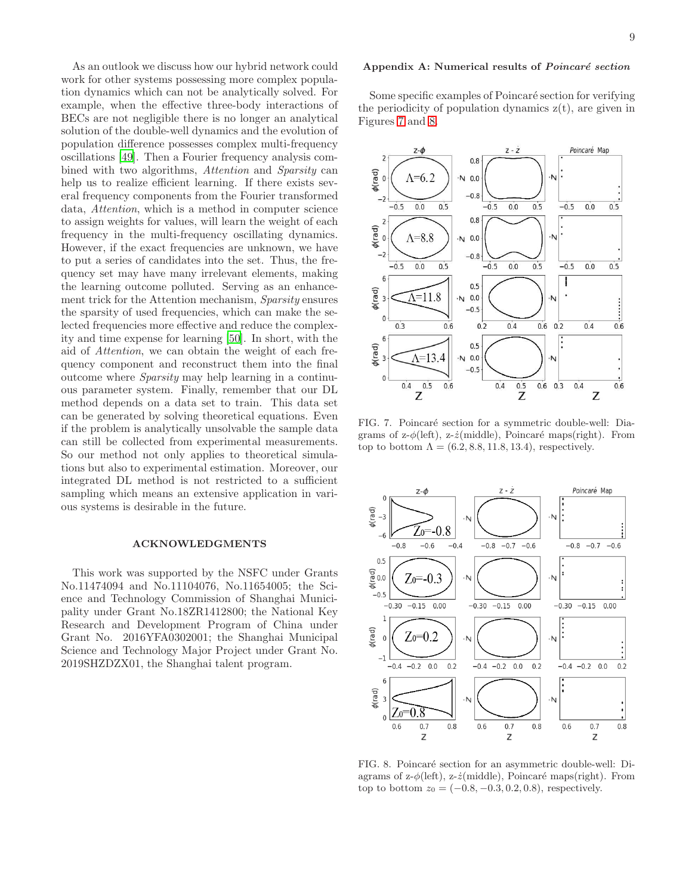As an outlook we discuss how our hybrid network could work for other systems possessing more complex population dynamics which can not be analytically solved. For example, when the effective three-body interactions of BECs are not negligible there is no longer an analytical solution of the double-well dynamics and the evolution of population difference possesses complex multi-frequency oscillations [49]. Then a Fourier frequency analysis combined with two algorithms, *Attention* and *Sparsity* can help us to realize efficient learning. If there exists several frequency components from the Fourier transformed data, *Attention*, which is a method in computer science to assign weights for values, will learn the weight of each frequency in the multi-frequency oscillating dynamics. However, if the exact frequencies are unknown, we have to put a series of candidates into the set. Thus, the frequency set may have many irrelevant elements, making the learning outcome polluted. Serving as an enhancement trick for the Attention mechanism, *Sparsity* ensures the sparsity of used frequencies, which can make the selected frequencies more effective and reduce the complexity and time expense for learning [50]. In short, with the aid of *Attention*, we can obtain the weight of each frequency component and reconstruct them into the final outcome where *Sparsity* may help learning in a continuous parameter system. Finally, remember that our DL method depends on a data set to train. This data set can be generated by solving theoretical equations. Even if the problem is analytically unsolvable the sample data can still be collected from experimental measurements. So our method not only applies to theoretical simulations but also to experimental estimation. Moreover, our integrated DL method is not restricted to a sufficient sampling which means an extensive application in various systems is desirable in the future.

## ACKNOWLEDGMENTS

This work was supported by the NSFC under Grants No.11474094 and No.11104076, No.11654005; the Science and Technology Commission of Shanghai Municipality under Grant No.18ZR1412800; the National Key Research and Development Program of China under Grant No. 2016YFA0302001; the Shanghai Municipal Science and Technology Major Project under Grant No. 2019SHZDZX01, the Shanghai talent program.

## Appendix A: Numerical results of *Poincaré section*

Some specific examples of Poincaré section for verifying the periodicity of population dynamics z(t), are given in Figures 7 and 8.

FIG. 7. Poincaré section for a symmetric double-well: Diagrams of z-$\phi$(left), z-$\dot{z}$(middle), Poincaré maps(right). From top to bottom $\Lambda = (6.2, 8.8, 11.8, 13.4)$, respectively.

FIG. 8. Poincaré section for an asymmetric double-well: Diagrams of z-$\phi$(left), z-$\dot{z}$(middle), Poincaré maps(right). From top to bottom $z_0 = (-0.8, -0.3, 0.2, 0.8)$, respectively.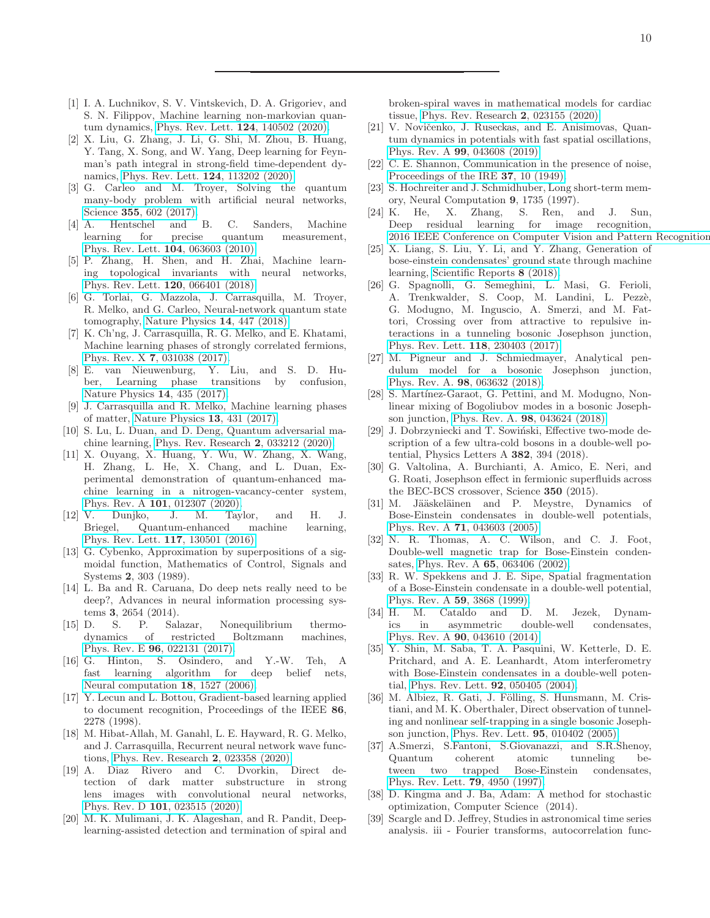---

[1] I. A. Luchnikov, S. V. Vintskevich, D. A. Grigoriev, and S. N. Filippov, Machine learning non-markovian quantum dynamics, Phys. Rev. Lett. **124**, 140502 (2020).

[2] X. Liu, G. Zhang, J. Li, G. Shi, M. Zhou, B. Huang, Y. Tang, X. Song, and W. Yang, Deep learning for Feynman's path integral in strong-field time-dependent dynamics, Phys. Rev. Lett. **124**, 113202 (2020).

[3] G. Carleo and M. Troyer, Solving the quantum many-body problem with artificial neural networks, Science **355**, 602 (2017).

[4] A. Hentschel and B. C. Sanders, Machine learning for precise quantum measurement, Phys. Rev. Lett. **104**, 063603 (2010).

[5] P. Zhang, H. Shen, and H. Zhai, Machine learning topological invariants with neural networks, Phys. Rev. Lett. **120**, 066401 (2018).

[6] G. Torlai, G. Mazzola, J. Carrasquilla, M. Troyer, R. Melko, and G. Carleo, Neural-network quantum state tomography, Nature Physics **14**, 447 (2018).

[7] K. Ch'ng, J. Carrasquilla, R. G. Melko, and E. Khatami, Machine learning phases of strongly correlated fermions, Phys. Rev. X **7**, 031038 (2017).

[8] E. van Nieuwenburg, Y. Liu, and S. D. Huber, Learning phase transitions by confusion, Nature Physics **14**, 435 (2017).

[9] J. Carrasquilla and R. Melko, Machine learning phases of matter, Nature Physics **13**, 431 (2017).

[10] S. Lu, L. Duan, and D. Deng, Quantum adversarial machine learning, Phys. Rev. Research **2**, 033212 (2020).

[11] X. Ouyang, X. Huang, Y. Wu, W. Zhang, X. Wang, H. Zhang, L. He, X. Chang, and L. Duan, Experimental demonstration of quantum-enhanced machine learning in a nitrogen-vacancy-center system, Phys. Rev. A **101**, 012307 (2020).

[12] V. Dunjko, J. M. Taylor, and H. J. Briegel, Quantum-enhanced machine learning, Phys. Rev. Lett. **117**, 130501 (2016).

[13] G. Cybenko, Approximation by superpositions of a sigmoidal function, Mathematics of Control, Signals and Systems **2**, 303 (1989).

[14] L. Ba and R. Caruana, Do deep nets really need to be deep?, Advances in neural information processing systems **3**, 2654 (2014).

[15] D. S. P. Salazar, Nonequilibrium thermodynamics of restricted Boltzmann machines, Phys. Rev. E **96**, 022131 (2017).

[16] G. Hinton, S. Osindero, and Y.-W. Teh, A fast learning algorithm for deep belief nets, Neural computation **18**, 1527 (2006).

[17] Y. Lecun and L. Bottou, Gradient-based learning applied to document recognition, Proceedings of the IEEE **86**, 2278 (1998).

[18] M. Hibat-Allah, M. Ganahl, L. E. Hayward, R. G. Melko, and J. Carrasquilla, Recurrent neural network wave functions, Phys. Rev. Research **2**, 023358 (2020).

[19] A. Diaz Rivero and C. Dvorkin, Direct detection of dark matter substructure in strong lens images with convolutional neural networks, Phys. Rev. D **101**, 023515 (2020).

[20] M. K. Mulimani, J. K. Alageshan, and R. Pandit, Deep-learning-assisted detection and termination of spiral and broken-spiral waves in mathematical models for cardiac tissue, Phys. Rev. Research **2**, 023155 (2020).

[21] V. Novičenko, J. Ruseckas, and E. Anisimovas, Quantum dynamics in potentials with fast spatial oscillations, Phys. Rev. A **99**, 043608 (2019).

[22] C. E. Shannon, Communication in the presence of noise, Proceedings of the IRE **37**, 10 (1949).

[23] S. Hochreiter and J. Schmidhuber, Long short-term memory, Neural Computation **9**, 1735 (1997).

[24] K. He, X. Zhang, S. Ren, and J. Sun, Deep residual learning for image recognition, 2016 IEEE Conference on Computer Vision and Pattern Recognition

[25] X. Liang, S. Liu, Y. Li, and Y. Zhang, Generation of bose-einstein condensates' ground state through machine learning, Scientific Reports **8** (2018).

[26] G. Spagnolli, G. Semeghini, L. Masi, G. Ferioli, A. Trenkwalder, S. Coop, M. Landini, L. Pezzè, G. Modugno, M. Inguscio, A. Smerzi, and M. Fattori, Crossing over from attractive to repulsive interactions in a tunneling bosonic Josephson junction, Phys. Rev. Lett. **118**, 230403 (2017).

[27] M. Pigneur and J. Schmiedmayer, Analytical pendulum model for a bosonic Josephson junction, Phys. Rev. A. **98**, 063632 (2018).

[28] S. Martínez-Garaot, G. Pettini, and M. Modugno, Nonlinear mixing of Bogoliubov modes in a bosonic Josephson junction, Phys. Rev. A. **98**, 043624 (2018).

[29] J. Dobrzyniecki and T. Sowiński, Effective two-mode description of a few ultra-cold bosons in a double-well potential, Physics Letters A **382**, 394 (2018).

[30] G. Valtolina, A. Burchianti, A. Amico, E. Neri, and G. Roati, Josephson effect in fermionic superfluids across the BEC-BCS crossover, Science **350** (2015).

[31] M. Jääskeläinen and P. Meystre, Dynamics of Bose-Einstein condensates in double-well potentials, Phys. Rev. A **71**, 043603 (2005).

[32] N. R. Thomas, A. C. Wilson, and C. J. Foot, Double-well magnetic trap for Bose-Einstein condensates, Phys. Rev. A **65**, 063406 (2002).

[33] R. W. Spekkens and J. E. Sipe, Spatial fragmentation of a Bose-Einstein condensate in a double-well potential, Phys. Rev. A **59**, 3868 (1999).

[34] H. M. Cataldo and D. M. Jezek, Dynamics in asymmetric double-well condensates, Phys. Rev. A **90**, 043610 (2014).

[35] Y. Shin, M. Saba, T. A. Pasquini, W. Ketterle, D. E. Pritchard, and A. E. Leanhardt, Atom interferometry with Bose-Einstein condensates in a double-well potential, Phys. Rev. Lett. **92**, 050405 (2004).

[36] M. Albiez, R. Gati, J. Fölling, S. Hunsmann, M. Cristiani, and M. K. Oberthaler, Direct observation of tunneling and nonlinear self-trapping in a single bosonic Josephson junction, Phys. Rev. Lett. **95**, 010402 (2005).

[37] A.Smerzi, S.Fantoni, S.Giovanazzi, and S.R.Shenoy, Quantum coherent atomic tunneling between two trapped Bose-Einstein condensates, Phys. Rev. Lett. **79**, 4950 (1997).

[38] D. Kingma and J. Ba, Adam: A method for stochastic optimization, Computer Science (2014).

[39] Scargle and D. Jeffrey, Studies in astronomical time series analysis. iii - Fourier transforms, autocorrelation func-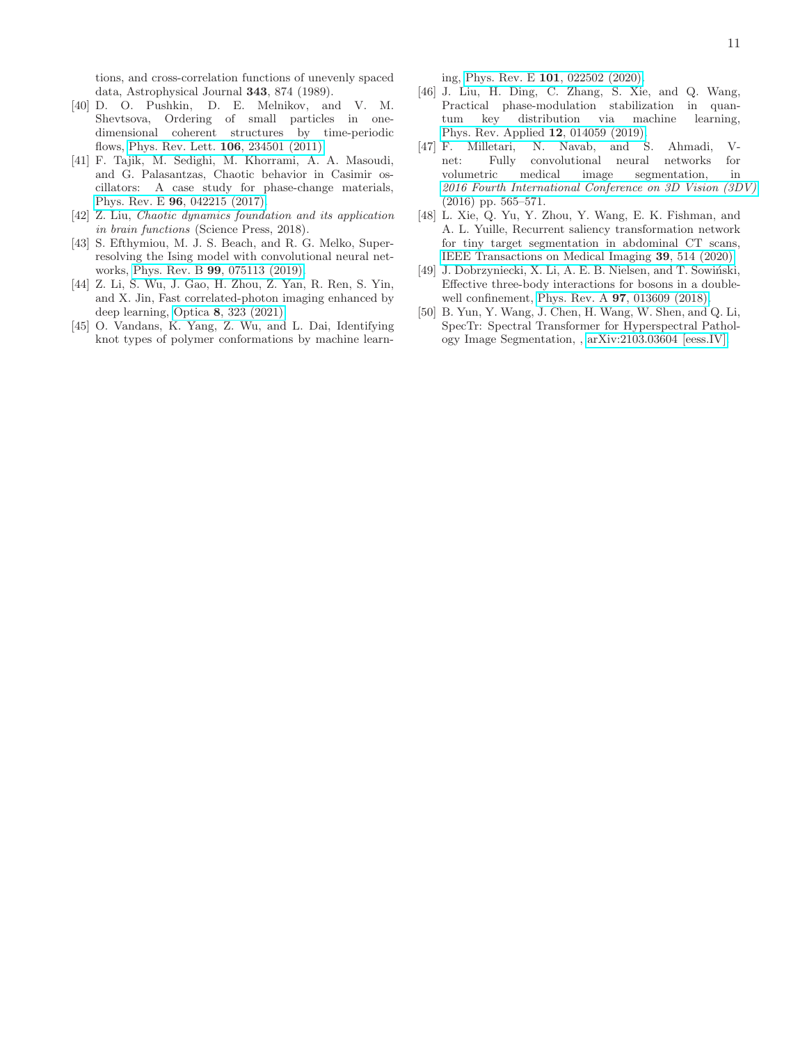tions, and cross-correlation functions of unevenly spaced data, Astrophysical Journal **343**, 874 (1989).

[40] D. O. Pushkin, D. E. Melnikov, and V. M. Shevtsova, Ordering of small particles in one-dimensional coherent structures by time-periodic flows, Phys. Rev. Lett. **106**, 234501 (2011).

[41] F. Tajik, M. Sedighi, M. Khorrami, A. A. Masoudi, and G. Palasantzas, Chaotic behavior in Casimir oscillators: A case study for phase-change materials, Phys. Rev. E **96**, 042215 (2017).

[42] Z. Liu, *Chaotic dynamics foundation and its application in brain functions* (Science Press, 2018).

[43] S. Efthymiou, M. J. S. Beach, and R. G. Melko, Super-resolving the Ising model with convolutional neural networks, Phys. Rev. B **99**, 075113 (2019).

[44] Z. Li, S. Wu, J. Gao, H. Zhou, Z. Yan, R. Ren, S. Yin, and X. Jin, Fast correlated-photon imaging enhanced by deep learning, Optica **8**, 323 (2021).

[45] O. Vandans, K. Yang, Z. Wu, and L. Dai, Identifying knot types of polymer conformations by machine learning, Phys. Rev. E **101**, 022502 (2020).

[46] J. Liu, H. Ding, C. Zhang, S. Xie, and Q. Wang, Practical phase-modulation stabilization in quantum key distribution via machine learning, Phys. Rev. Applied **12**, 014059 (2019).

[47] F. Milletari, N. Navab, and S. Ahmadi, V-net: Fully convolutional neural networks for volumetric medical image segmentation, in *2016 Fourth International Conference on 3D Vision (3DV)* (2016) pp. 565–571.

[48] L. Xie, Q. Yu, Y. Zhou, Y. Wang, E. K. Fishman, and A. L. Yuille, Recurrent saliency transformation network for tiny target segmentation in abdominal CT scans, IEEE Transactions on Medical Imaging **39**, 514 (2020).

[49] J. Dobrzyniecki, X. Li, A. E. B. Nielsen, and T. Sowiński, Effective three-body interactions for bosons in a double-well confinement, Phys. Rev. A **97**, 013609 (2018).

[50] B. Yun, Y. Wang, J. Chen, H. Wang, W. Shen, and Q. Li, SpecTr: Spectral Transformer for Hyperspectral Pathology Image Segmentation, , arXiv:2103.03604 [eess.IV].